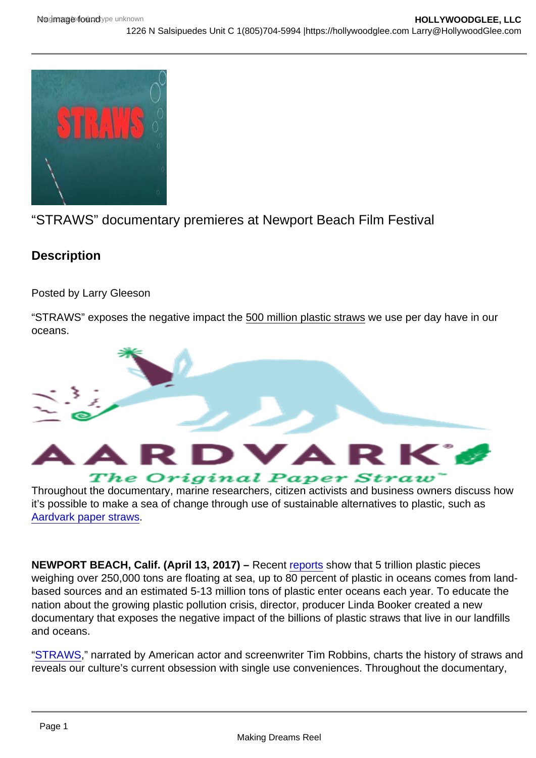“STRAWS” documentary premieres at Newport Beach Film Festival

## Description

Posted by Larry Gleeson

“STRAWS” exposes the negative impact the 500 million plastic straws we use per day have in our oceans.

Throughout the documentary, marine researchers, citizen activists and business owners discuss how it’s possible to make a sea of change through use of sustainable alternatives to plastic, such as Aardvark paper straws.

**NEWPORT BEACH, Calif. (April 13, 2017) –** Recent reports show that 5 trillion plastic pieces weighing over 250,000 tons are floating at sea, up to 80 percent of plastic in oceans comes from land-based sources and an estimated 5-13 million tons of plastic enter oceans each year. To educate the nation about the growing plastic pollution crisis, director, producer Linda Booker created a new documentary that exposes the negative impact of the billions of plastic straws that live in our landfills and oceans.

“STRAWS,” narrated by American actor and screenwriter Tim Robbins, charts the history of straws and reveals our culture’s current obsession with single use conveniences. Throughout the documentary,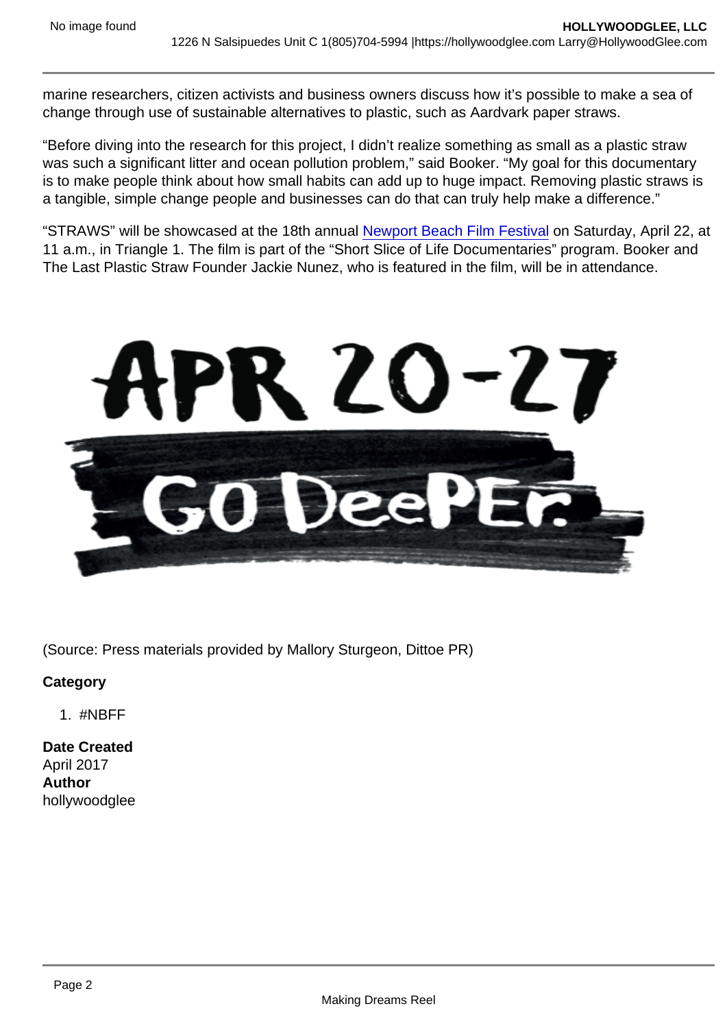marine researchers, citizen activists and business owners discuss how it's possible to make a sea of change through use of sustainable alternatives to plastic, such as Aardvark paper straws.

"Before diving into the research for this project, I didn't realize something as small as a plastic straw was such a significant litter and ocean pollution problem," said Booker. "My goal for this documentary is to make people think about how small habits can add up to huge impact. Removing plastic straws is a tangible, simple change people and businesses can do that can truly help make a difference."

"STRAWS" will be showcased at the 18th annual Newport Beach Film Festival on Saturday, April 22, at 11 a.m., in Triangle 1. The film is part of the "Short Slice of Life Documentaries" program. Booker and The Last Plastic Straw Founder Jackie Nunez, who is featured in the film, will be in attendance.

APR 20-27

GO DeePEr.

(Source: Press materials provided by Mallory Sturgeon, Dittoe PR)

**Category**

1. #NBFF

**Date Created**
April 2017
**Author**
hollywoodglee